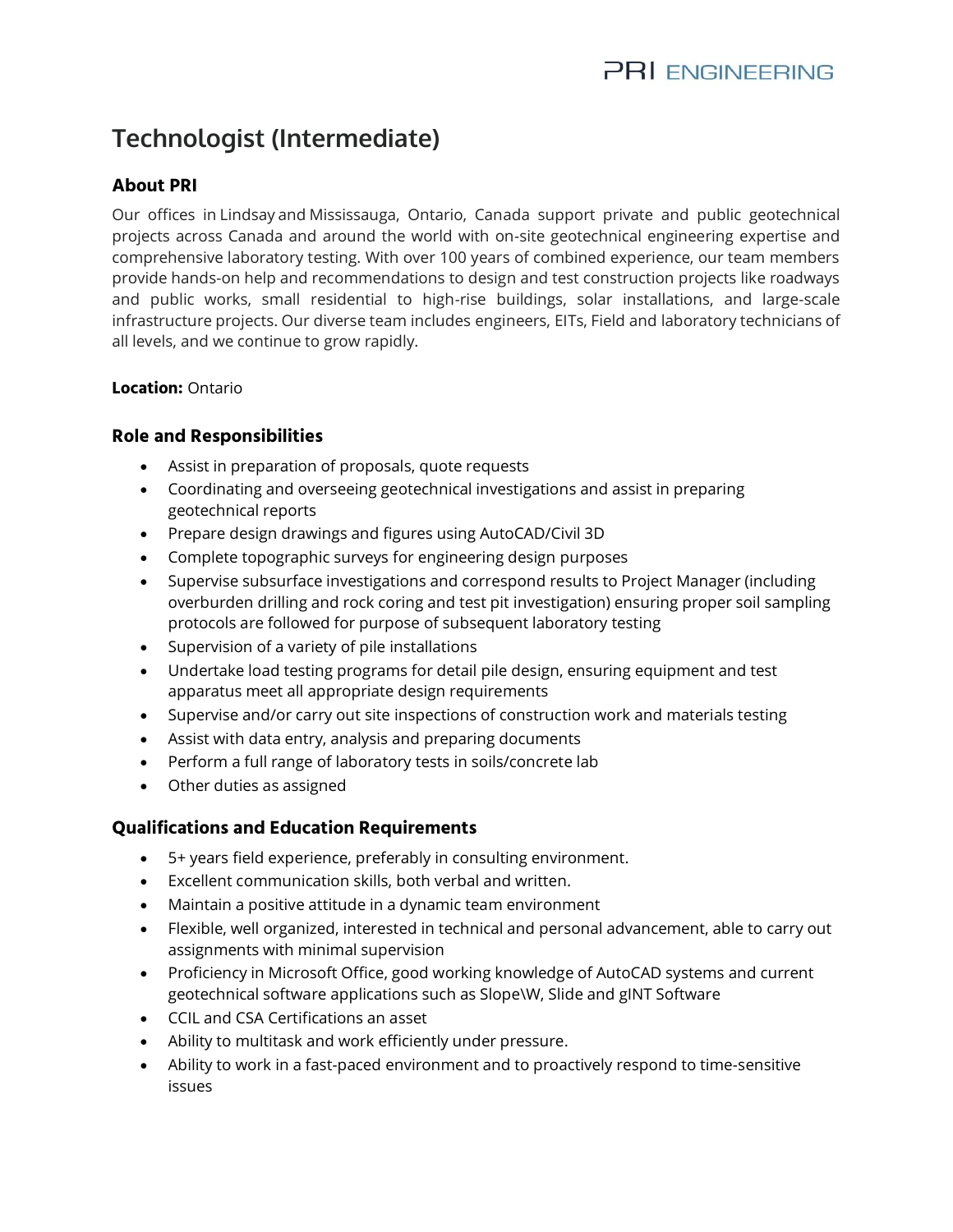# Technologist (Intermediate)

## About PRI

Our offices in Lindsay and Mississauga, Ontario, Canada support private and public geotechnical projects across Canada and around the world with on-site geotechnical engineering expertise and comprehensive laboratory testing. With over 100 years of combined experience, our team members provide hands-on help and recommendations to design and test construction projects like roadways and public works, small residential to high-rise buildings, solar installations, and large-scale infrastructure projects. Our diverse team includes engineers, EITs, Field and laboratory technicians of all levels, and we continue to grow rapidly.

**Location:** Ontario

## Role and Responsibilities

- Assist in preparation of proposals, quote requests
- Coordinating and overseeing geotechnical investigations and assist in preparing geotechnical reports
- Prepare design drawings and figures using AutoCAD/Civil 3D
- Complete topographic surveys for engineering design purposes
- Supervise subsurface investigations and correspond results to Project Manager (including overburden drilling and rock coring and test pit investigation) ensuring proper soil sampling protocols are followed for purpose of subsequent laboratory testing
- Supervision of a variety of pile installations
- Undertake load testing programs for detail pile design, ensuring equipment and test apparatus meet all appropriate design requirements
- Supervise and/or carry out site inspections of construction work and materials testing
- Assist with data entry, analysis and preparing documents
- Perform a full range of laboratory tests in soils/concrete lab
- Other duties as assigned

## Qualifications and Education Requirements

- 5+ years field experience, preferably in consulting environment.
- Excellent communication skills, both verbal and written.
- Maintain a positive attitude in a dynamic team environment
- Flexible, well organized, interested in technical and personal advancement, able to carry out assignments with minimal supervision
- Proficiency in Microsoft Office, good working knowledge of AutoCAD systems and current geotechnical software applications such as Slope\W, Slide and gINT Software
- CCIL and CSA Certifications an asset
- Ability to multitask and work efficiently under pressure.
- Ability to work in a fast-paced environment and to proactively respond to time-sensitive issues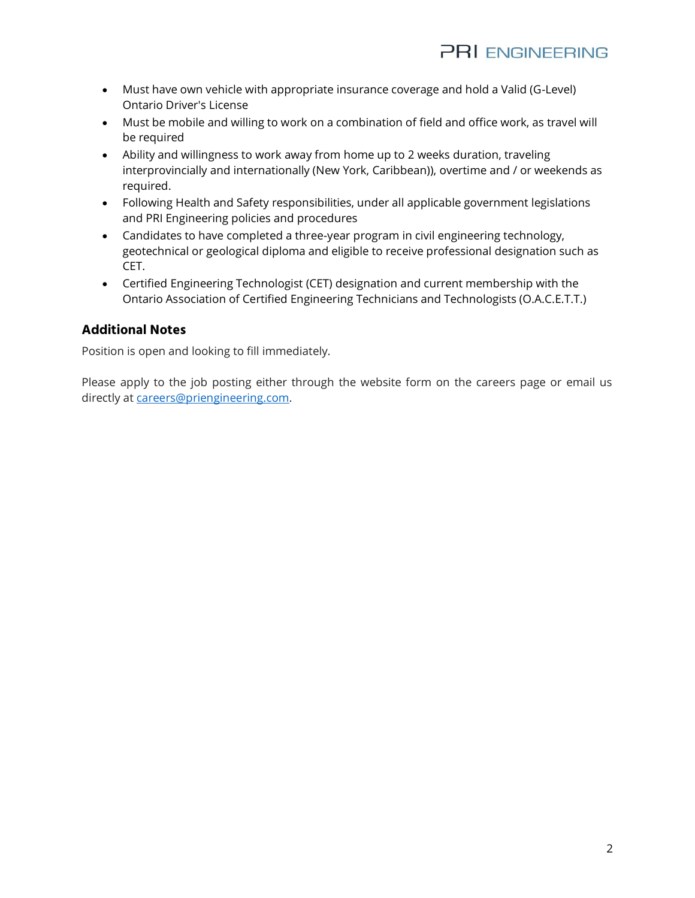- Must have own vehicle with appropriate insurance coverage and hold a Valid (G-Level) Ontario Driver's License
- Must be mobile and willing to work on a combination of field and office work, as travel will be required
- Ability and willingness to work away from home up to 2 weeks duration, traveling interprovincially and internationally (New York, Caribbean)), overtime and / or weekends as required.
- Following Health and Safety responsibilities, under all applicable government legislations and PRI Engineering policies and procedures
- Candidates to have completed a three-year program in civil engineering technology, geotechnical or geological diploma and eligible to receive professional designation such as CET.
- Certified Engineering Technologist (CET) designation and current membership with the Ontario Association of Certified Engineering Technicians and Technologists (O.A.C.E.T.T.)

## Additional Notes

Position is open and looking to fill immediately.

Please apply to the job posting either through the website form on the careers page or email us directly at careers@priengineering.com.